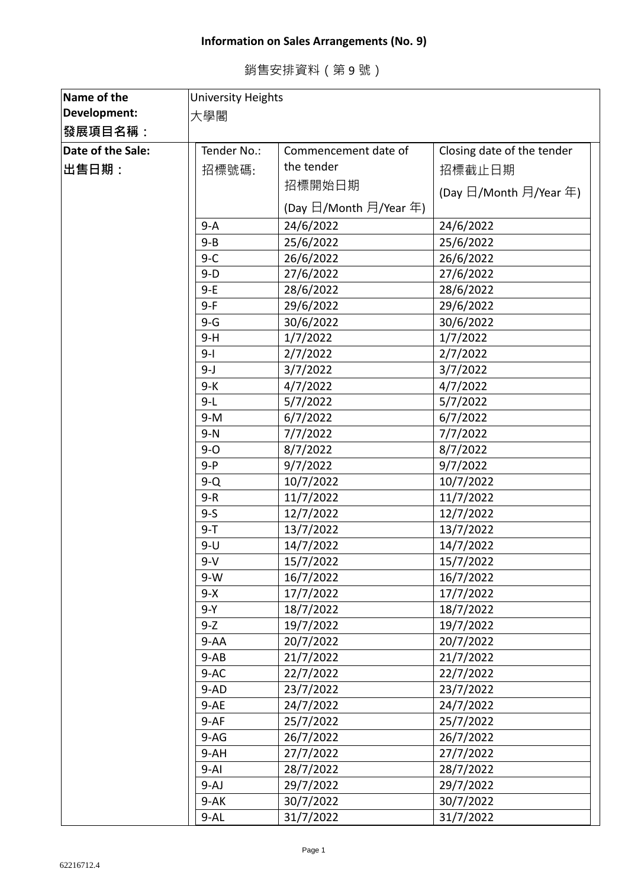# Information on Sales Arrangements (No. 9)

銷售安排資料（第 9 號）

| Name of the Development:<br>發展項目名稱： | University Heights<br>大學閣 | | |
|---|---|---|---|
| Date of the Sale:<br>出售日期： | Tender No.:<br>招標號碼: | Commencement date of the tender<br>招標開始日期<br>(Day 日/Month 月/Year 年) | Closing date of the tender<br>招標截止日期<br>(Day 日/Month 月/Year 年) |
| | 9-A | 24/6/2022 | 24/6/2022 |
| | 9-B | 25/6/2022 | 25/6/2022 |
| | 9-C | 26/6/2022 | 26/6/2022 |
| | 9-D | 27/6/2022 | 27/6/2022 |
| | 9-E | 28/6/2022 | 28/6/2022 |
| | 9-F | 29/6/2022 | 29/6/2022 |
| | 9-G | 30/6/2022 | 30/6/2022 |
| | 9-H | 1/7/2022 | 1/7/2022 |
| | 9-I | 2/7/2022 | 2/7/2022 |
| | 9-J | 3/7/2022 | 3/7/2022 |
| | 9-K | 4/7/2022 | 4/7/2022 |
| | 9-L | 5/7/2022 | 5/7/2022 |
| | 9-M | 6/7/2022 | 6/7/2022 |
| | 9-N | 7/7/2022 | 7/7/2022 |
| | 9-O | 8/7/2022 | 8/7/2022 |
| | 9-P | 9/7/2022 | 9/7/2022 |
| | 9-Q | 10/7/2022 | 10/7/2022 |
| | 9-R | 11/7/2022 | 11/7/2022 |
| | 9-S | 12/7/2022 | 12/7/2022 |
| | 9-T | 13/7/2022 | 13/7/2022 |
| | 9-U | 14/7/2022 | 14/7/2022 |
| | 9-V | 15/7/2022 | 15/7/2022 |
| | 9-W | 16/7/2022 | 16/7/2022 |
| | 9-X | 17/7/2022 | 17/7/2022 |
| | 9-Y | 18/7/2022 | 18/7/2022 |
| | 9-Z | 19/7/2022 | 19/7/2022 |
| | 9-AA | 20/7/2022 | 20/7/2022 |
| | 9-AB | 21/7/2022 | 21/7/2022 |
| | 9-AC | 22/7/2022 | 22/7/2022 |
| | 9-AD | 23/7/2022 | 23/7/2022 |
| | 9-AE | 24/7/2022 | 24/7/2022 |
| | 9-AF | 25/7/2022 | 25/7/2022 |
| | 9-AG | 26/7/2022 | 26/7/2022 |
| | 9-AH | 27/7/2022 | 27/7/2022 |
| | 9-AI | 28/7/2022 | 28/7/2022 |
| | 9-AJ | 29/7/2022 | 29/7/2022 |
| | 9-AK | 30/7/2022 | 30/7/2022 |
| | 9-AL | 31/7/2022 | 31/7/2022 |

62216712.4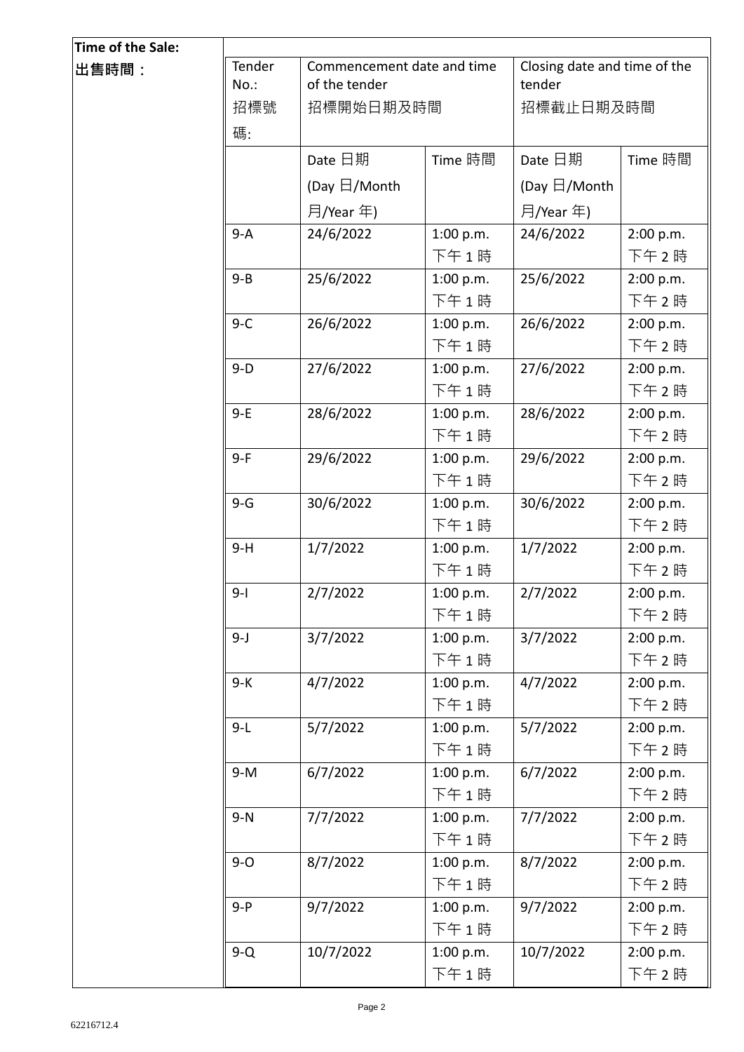| Time of the Sale: 出售時間： | Tender No.: 招標號碼: | Commencement date and time of the tender 招標開始日期及時間 | | Closing date and time of the tender 招標截止日期及時間 | |
|---|---|---|---|---|---|
| | | Date 日期 (Day 日/Month 月/Year 年) | Time 時間 | Date 日期 (Day 日/Month 月/Year 年) | Time 時間 |
| | 9-A | 24/6/2022 | 1:00 p.m. 下午 1 時 | 24/6/2022 | 2:00 p.m. 下午 2 時 |
| | 9-B | 25/6/2022 | 1:00 p.m. 下午 1 時 | 25/6/2022 | 2:00 p.m. 下午 2 時 |
| | 9-C | 26/6/2022 | 1:00 p.m. 下午 1 時 | 26/6/2022 | 2:00 p.m. 下午 2 時 |
| | 9-D | 27/6/2022 | 1:00 p.m. 下午 1 時 | 27/6/2022 | 2:00 p.m. 下午 2 時 |
| | 9-E | 28/6/2022 | 1:00 p.m. 下午 1 時 | 28/6/2022 | 2:00 p.m. 下午 2 時 |
| | 9-F | 29/6/2022 | 1:00 p.m. 下午 1 時 | 29/6/2022 | 2:00 p.m. 下午 2 時 |
| | 9-G | 30/6/2022 | 1:00 p.m. 下午 1 時 | 30/6/2022 | 2:00 p.m. 下午 2 時 |
| | 9-H | 1/7/2022 | 1:00 p.m. 下午 1 時 | 1/7/2022 | 2:00 p.m. 下午 2 時 |
| | 9-I | 2/7/2022 | 1:00 p.m. 下午 1 時 | 2/7/2022 | 2:00 p.m. 下午 2 時 |
| | 9-J | 3/7/2022 | 1:00 p.m. 下午 1 時 | 3/7/2022 | 2:00 p.m. 下午 2 時 |
| | 9-K | 4/7/2022 | 1:00 p.m. 下午 1 時 | 4/7/2022 | 2:00 p.m. 下午 2 時 |
| | 9-L | 5/7/2022 | 1:00 p.m. 下午 1 時 | 5/7/2022 | 2:00 p.m. 下午 2 時 |
| | 9-M | 6/7/2022 | 1:00 p.m. 下午 1 時 | 6/7/2022 | 2:00 p.m. 下午 2 時 |
| | 9-N | 7/7/2022 | 1:00 p.m. 下午 1 時 | 7/7/2022 | 2:00 p.m. 下午 2 時 |
| | 9-O | 8/7/2022 | 1:00 p.m. 下午 1 時 | 8/7/2022 | 2:00 p.m. 下午 2 時 |
| | 9-P | 9/7/2022 | 1:00 p.m. 下午 1 時 | 9/7/2022 | 2:00 p.m. 下午 2 時 |
| | 9-Q | 10/7/2022 | 1:00 p.m. 下午 1 時 | 10/7/2022 | 2:00 p.m. 下午 2 時 |

62216712.4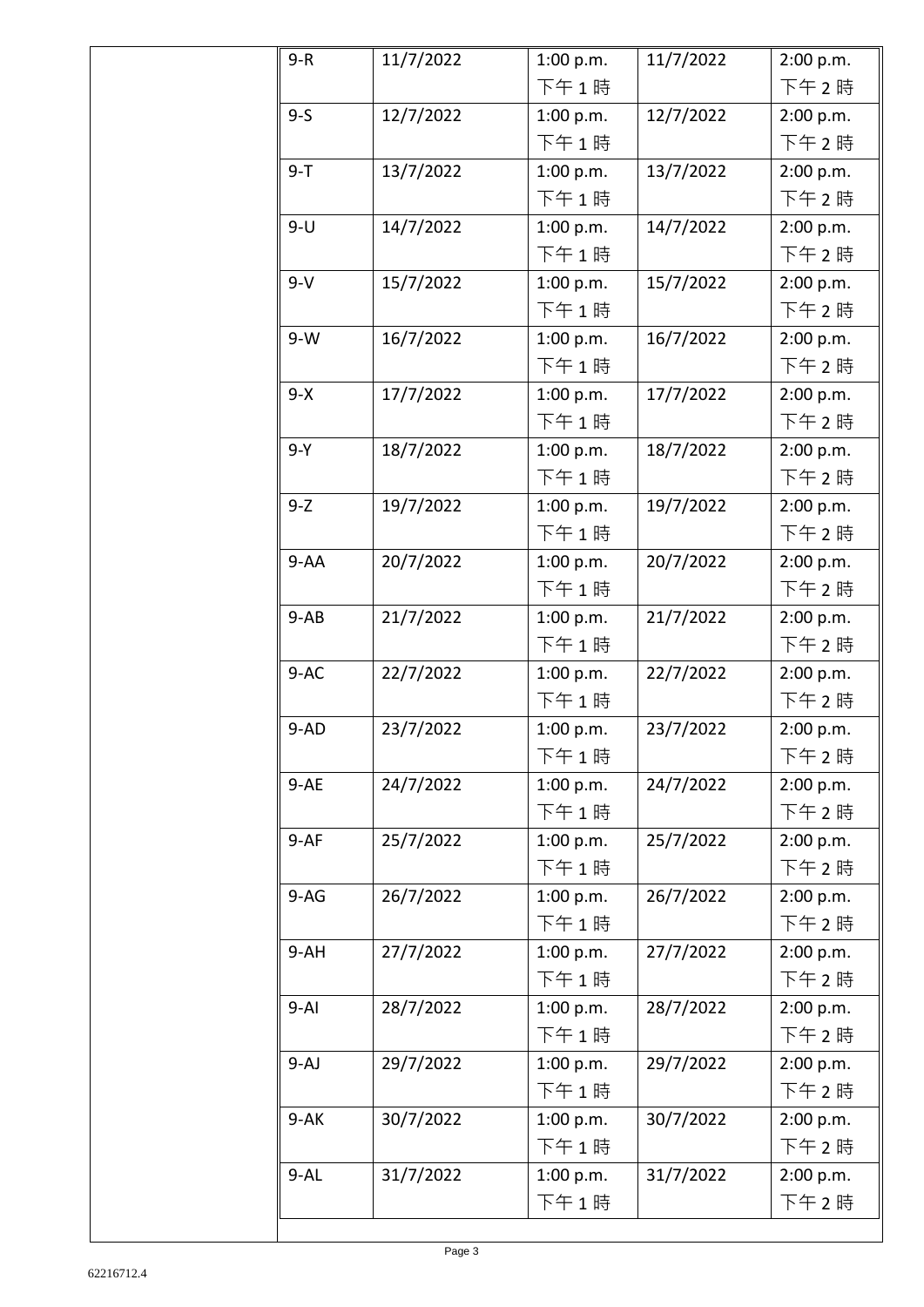| | | | | | |
|---|---|---|---|---|---|
| | 9-R | 11/7/2022 | 1:00 p.m. 下午 1 時 | 11/7/2022 | 2:00 p.m. 下午 2 時 |
| | 9-S | 12/7/2022 | 1:00 p.m. 下午 1 時 | 12/7/2022 | 2:00 p.m. 下午 2 時 |
| | 9-T | 13/7/2022 | 1:00 p.m. 下午 1 時 | 13/7/2022 | 2:00 p.m. 下午 2 時 |
| | 9-U | 14/7/2022 | 1:00 p.m. 下午 1 時 | 14/7/2022 | 2:00 p.m. 下午 2 時 |
| | 9-V | 15/7/2022 | 1:00 p.m. 下午 1 時 | 15/7/2022 | 2:00 p.m. 下午 2 時 |
| | 9-W | 16/7/2022 | 1:00 p.m. 下午 1 時 | 16/7/2022 | 2:00 p.m. 下午 2 時 |
| | 9-X | 17/7/2022 | 1:00 p.m. 下午 1 時 | 17/7/2022 | 2:00 p.m. 下午 2 時 |
| | 9-Y | 18/7/2022 | 1:00 p.m. 下午 1 時 | 18/7/2022 | 2:00 p.m. 下午 2 時 |
| | 9-Z | 19/7/2022 | 1:00 p.m. 下午 1 時 | 19/7/2022 | 2:00 p.m. 下午 2 時 |
| | 9-AA | 20/7/2022 | 1:00 p.m. 下午 1 時 | 20/7/2022 | 2:00 p.m. 下午 2 時 |
| | 9-AB | 21/7/2022 | 1:00 p.m. 下午 1 時 | 21/7/2022 | 2:00 p.m. 下午 2 時 |
| | 9-AC | 22/7/2022 | 1:00 p.m. 下午 1 時 | 22/7/2022 | 2:00 p.m. 下午 2 時 |
| | 9-AD | 23/7/2022 | 1:00 p.m. 下午 1 時 | 23/7/2022 | 2:00 p.m. 下午 2 時 |
| | 9-AE | 24/7/2022 | 1:00 p.m. 下午 1 時 | 24/7/2022 | 2:00 p.m. 下午 2 時 |
| | 9-AF | 25/7/2022 | 1:00 p.m. 下午 1 時 | 25/7/2022 | 2:00 p.m. 下午 2 時 |
| | 9-AG | 26/7/2022 | 1:00 p.m. 下午 1 時 | 26/7/2022 | 2:00 p.m. 下午 2 時 |
| | 9-AH | 27/7/2022 | 1:00 p.m. 下午 1 時 | 27/7/2022 | 2:00 p.m. 下午 2 時 |
| | 9-AI | 28/7/2022 | 1:00 p.m. 下午 1 時 | 28/7/2022 | 2:00 p.m. 下午 2 時 |
| | 9-AJ | 29/7/2022 | 1:00 p.m. 下午 1 時 | 29/7/2022 | 2:00 p.m. 下午 2 時 |
| | 9-AK | 30/7/2022 | 1:00 p.m. 下午 1 時 | 30/7/2022 | 2:00 p.m. 下午 2 時 |
| | 9-AL | 31/7/2022 | 1:00 p.m. 下午 1 時 | 31/7/2022 | 2:00 p.m. 下午 2 時 |

62216712.4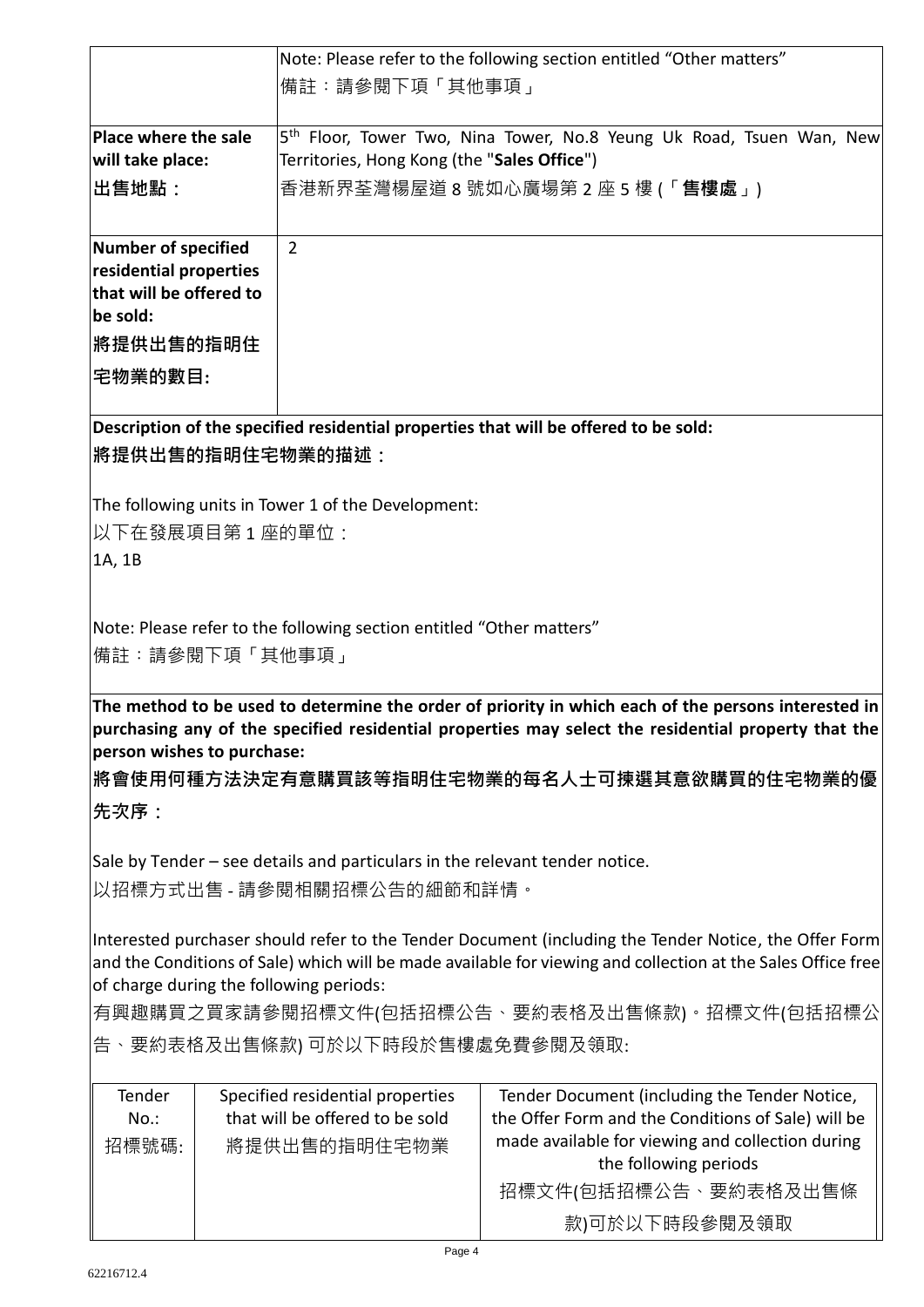| | |
|---|---|
| | Note: Please refer to the following section entitled "Other matters"<br>備註：請參閱下項「其他事項」 |
| **Place where the sale will take place:**<br>**出售地點：** | 5th Floor, Tower Two, Nina Tower, No.8 Yeung Uk Road, Tsuen Wan, New Territories, Hong Kong (the "**Sales Office**")<br>香港新界荃灣楊屋道 8 號如心廣場第 2 座 5 樓 (「**售樓處**」) |
| **Number of specified residential properties that will be offered to be sold:**<br>**將提供出售的指明住宅物業的數目:** | 2 |

**Description of the specified residential properties that will be offered to be sold:**

**將提供出售的指明住宅物業的描述：**

The following units in Tower 1 of the Development:

以下在發展項目第 1 座的單位：

1A, 1B

Note: Please refer to the following section entitled "Other matters"

備註：請參閱下項「其他事項」

**The method to be used to determine the order of priority in which each of the persons interested in purchasing any of the specified residential properties may select the residential property that the person wishes to purchase:**

**將會使用何種方法決定有意購買該等指明住宅物業的每名人士可揀選其意欲購買的住宅物業的優先次序：**

Sale by Tender – see details and particulars in the relevant tender notice.

以招標方式出售 - 請參閱相關招標公告的細節和詳情。

Interested purchaser should refer to the Tender Document (including the Tender Notice, the Offer Form and the Conditions of Sale) which will be made available for viewing and collection at the Sales Office free of charge during the following periods:

有興趣購買之買家請參閱招標文件(包括招標公告、要約表格及出售條款)。招標文件(包括招標公告、要約表格及出售條款) 可於以下時段於售樓處免費參閱及領取:

| Tender No.:<br>招標號碼: | Specified residential properties that will be offered to be sold<br>將提供出售的指明住宅物業 | Tender Document (including the Tender Notice, the Offer Form and the Conditions of Sale) will be made available for viewing and collection during the following periods<br>招標文件(包括招標公告、要約表格及出售條款)可於以下時段參閱及領取 |
|---|---|---|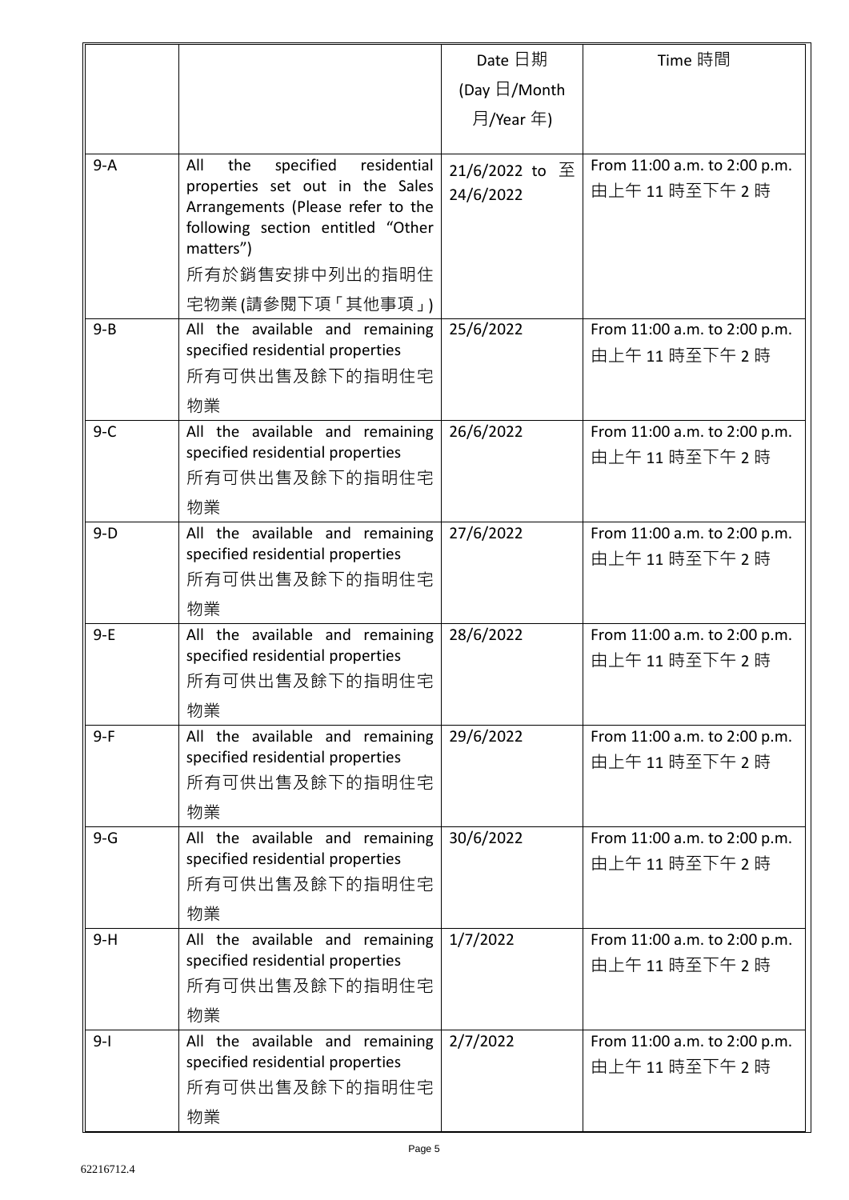| | | Date 日期<br>(Day 日/Month 月/Year 年) | Time 時間 |
|---|---|---|---|
| 9-A | All the specified residential properties set out in the Sales Arrangements (Please refer to the following section entitled "Other matters")<br>所有於銷售安排中列出的指明住宅物業(請參閱下項「其他事項」) | 21/6/2022 to 至 24/6/2022 | From 11:00 a.m. to 2:00 p.m.<br>由上午 11 時至下午 2 時 |
| 9-B | All the available and remaining specified residential properties<br>所有可供出售及餘下的指明住宅物業 | 25/6/2022 | From 11:00 a.m. to 2:00 p.m.<br>由上午 11 時至下午 2 時 |
| 9-C | All the available and remaining specified residential properties<br>所有可供出售及餘下的指明住宅物業 | 26/6/2022 | From 11:00 a.m. to 2:00 p.m.<br>由上午 11 時至下午 2 時 |
| 9-D | All the available and remaining specified residential properties<br>所有可供出售及餘下的指明住宅物業 | 27/6/2022 | From 11:00 a.m. to 2:00 p.m.<br>由上午 11 時至下午 2 時 |
| 9-E | All the available and remaining specified residential properties<br>所有可供出售及餘下的指明住宅物業 | 28/6/2022 | From 11:00 a.m. to 2:00 p.m.<br>由上午 11 時至下午 2 時 |
| 9-F | All the available and remaining specified residential properties<br>所有可供出售及餘下的指明住宅物業 | 29/6/2022 | From 11:00 a.m. to 2:00 p.m.<br>由上午 11 時至下午 2 時 |
| 9-G | All the available and remaining specified residential properties<br>所有可供出售及餘下的指明住宅物業 | 30/6/2022 | From 11:00 a.m. to 2:00 p.m.<br>由上午 11 時至下午 2 時 |
| 9-H | All the available and remaining specified residential properties<br>所有可供出售及餘下的指明住宅物業 | 1/7/2022 | From 11:00 a.m. to 2:00 p.m.<br>由上午 11 時至下午 2 時 |
| 9-I | All the available and remaining specified residential properties<br>所有可供出售及餘下的指明住宅物業 | 2/7/2022 | From 11:00 a.m. to 2:00 p.m.<br>由上午 11 時至下午 2 時 |

62216712.4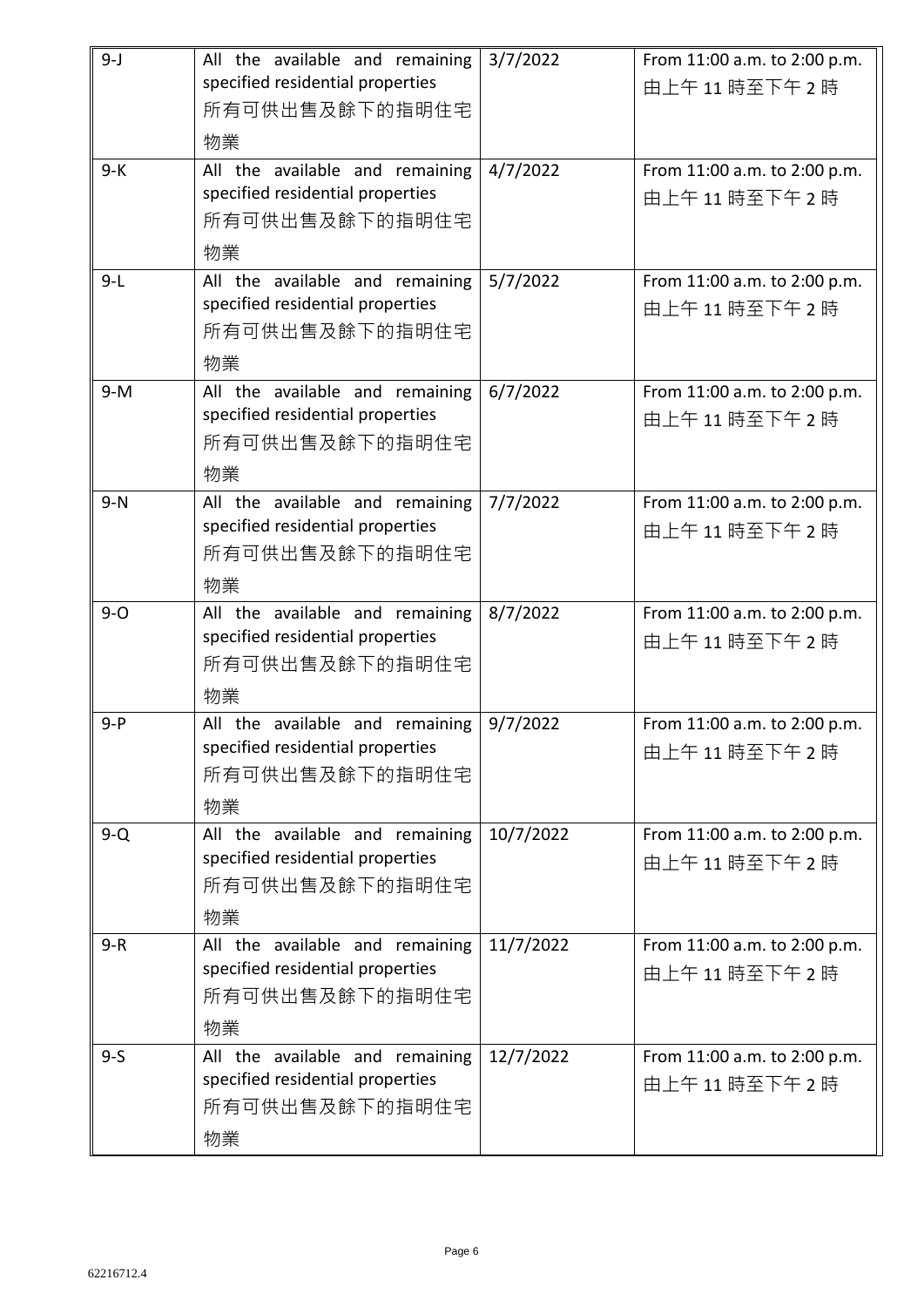| 9-J | All the available and remaining specified residential properties 所有可供出售及餘下的指明住宅物業 | 3/7/2022 | From 11:00 a.m. to 2:00 p.m. 由上午 11 時至下午 2 時 |
|---|---|---|---|
| 9-K | All the available and remaining specified residential properties 所有可供出售及餘下的指明住宅物業 | 4/7/2022 | From 11:00 a.m. to 2:00 p.m. 由上午 11 時至下午 2 時 |
| 9-L | All the available and remaining specified residential properties 所有可供出售及餘下的指明住宅物業 | 5/7/2022 | From 11:00 a.m. to 2:00 p.m. 由上午 11 時至下午 2 時 |
| 9-M | All the available and remaining specified residential properties 所有可供出售及餘下的指明住宅物業 | 6/7/2022 | From 11:00 a.m. to 2:00 p.m. 由上午 11 時至下午 2 時 |
| 9-N | All the available and remaining specified residential properties 所有可供出售及餘下的指明住宅物業 | 7/7/2022 | From 11:00 a.m. to 2:00 p.m. 由上午 11 時至下午 2 時 |
| 9-O | All the available and remaining specified residential properties 所有可供出售及餘下的指明住宅物業 | 8/7/2022 | From 11:00 a.m. to 2:00 p.m. 由上午 11 時至下午 2 時 |
| 9-P | All the available and remaining specified residential properties 所有可供出售及餘下的指明住宅物業 | 9/7/2022 | From 11:00 a.m. to 2:00 p.m. 由上午 11 時至下午 2 時 |
| 9-Q | All the available and remaining specified residential properties 所有可供出售及餘下的指明住宅物業 | 10/7/2022 | From 11:00 a.m. to 2:00 p.m. 由上午 11 時至下午 2 時 |
| 9-R | All the available and remaining specified residential properties 所有可供出售及餘下的指明住宅物業 | 11/7/2022 | From 11:00 a.m. to 2:00 p.m. 由上午 11 時至下午 2 時 |
| 9-S | All the available and remaining specified residential properties 所有可供出售及餘下的指明住宅物業 | 12/7/2022 | From 11:00 a.m. to 2:00 p.m. 由上午 11 時至下午 2 時 |

62216712.4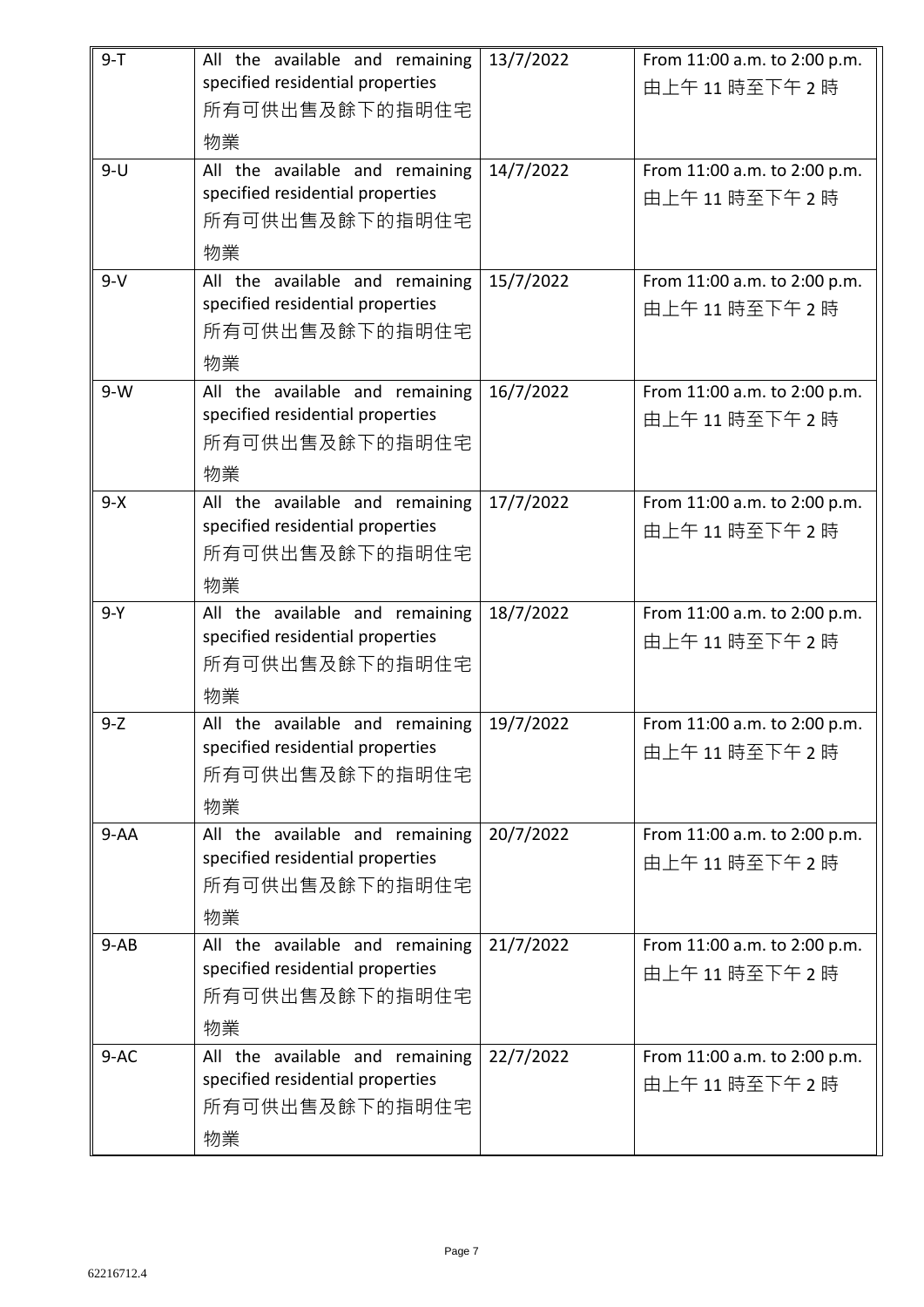| 9-T | All the available and remaining specified residential properties 所有可供出售及餘下的指明住宅物業 | 13/7/2022 | From 11:00 a.m. to 2:00 p.m. 由上午 11 時至下午 2 時 |
|---|---|---|---|
| 9-U | All the available and remaining specified residential properties 所有可供出售及餘下的指明住宅物業 | 14/7/2022 | From 11:00 a.m. to 2:00 p.m. 由上午 11 時至下午 2 時 |
| 9-V | All the available and remaining specified residential properties 所有可供出售及餘下的指明住宅物業 | 15/7/2022 | From 11:00 a.m. to 2:00 p.m. 由上午 11 時至下午 2 時 |
| 9-W | All the available and remaining specified residential properties 所有可供出售及餘下的指明住宅物業 | 16/7/2022 | From 11:00 a.m. to 2:00 p.m. 由上午 11 時至下午 2 時 |
| 9-X | All the available and remaining specified residential properties 所有可供出售及餘下的指明住宅物業 | 17/7/2022 | From 11:00 a.m. to 2:00 p.m. 由上午 11 時至下午 2 時 |
| 9-Y | All the available and remaining specified residential properties 所有可供出售及餘下的指明住宅物業 | 18/7/2022 | From 11:00 a.m. to 2:00 p.m. 由上午 11 時至下午 2 時 |
| 9-Z | All the available and remaining specified residential properties 所有可供出售及餘下的指明住宅物業 | 19/7/2022 | From 11:00 a.m. to 2:00 p.m. 由上午 11 時至下午 2 時 |
| 9-AA | All the available and remaining specified residential properties 所有可供出售及餘下的指明住宅物業 | 20/7/2022 | From 11:00 a.m. to 2:00 p.m. 由上午 11 時至下午 2 時 |
| 9-AB | All the available and remaining specified residential properties 所有可供出售及餘下的指明住宅物業 | 21/7/2022 | From 11:00 a.m. to 2:00 p.m. 由上午 11 時至下午 2 時 |
| 9-AC | All the available and remaining specified residential properties 所有可供出售及餘下的指明住宅物業 | 22/7/2022 | From 11:00 a.m. to 2:00 p.m. 由上午 11 時至下午 2 時 |

62216712.4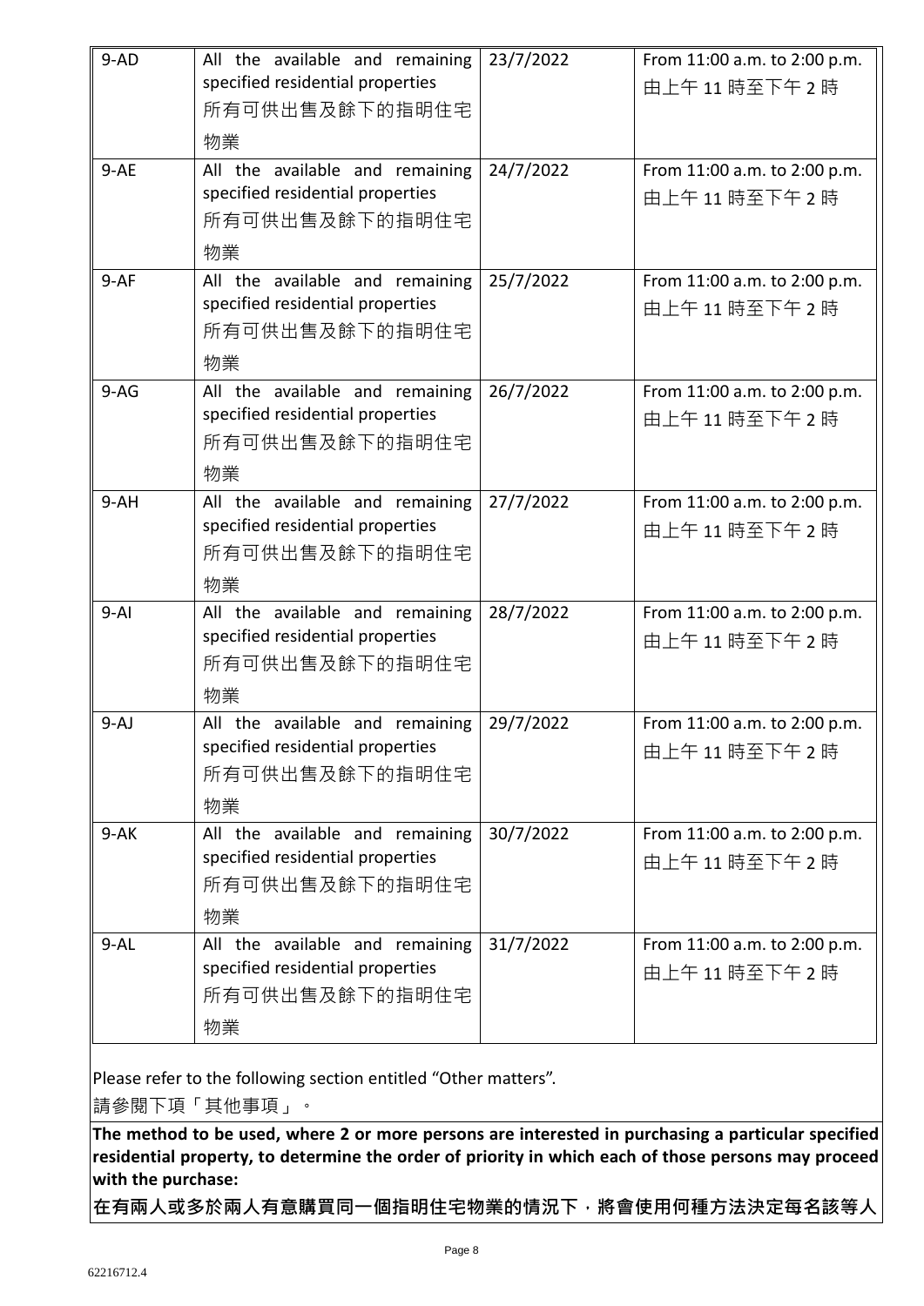| | | | |
|---|---|---|---|
| 9-AD | All the available and remaining specified residential properties 所有可供出售及餘下的指明住宅物業 | 23/7/2022 | From 11:00 a.m. to 2:00 p.m. 由上午 11 時至下午 2 時 |
| 9-AE | All the available and remaining specified residential properties 所有可供出售及餘下的指明住宅物業 | 24/7/2022 | From 11:00 a.m. to 2:00 p.m. 由上午 11 時至下午 2 時 |
| 9-AF | All the available and remaining specified residential properties 所有可供出售及餘下的指明住宅物業 | 25/7/2022 | From 11:00 a.m. to 2:00 p.m. 由上午 11 時至下午 2 時 |
| 9-AG | All the available and remaining specified residential properties 所有可供出售及餘下的指明住宅物業 | 26/7/2022 | From 11:00 a.m. to 2:00 p.m. 由上午 11 時至下午 2 時 |
| 9-AH | All the available and remaining specified residential properties 所有可供出售及餘下的指明住宅物業 | 27/7/2022 | From 11:00 a.m. to 2:00 p.m. 由上午 11 時至下午 2 時 |
| 9-AI | All the available and remaining specified residential properties 所有可供出售及餘下的指明住宅物業 | 28/7/2022 | From 11:00 a.m. to 2:00 p.m. 由上午 11 時至下午 2 時 |
| 9-AJ | All the available and remaining specified residential properties 所有可供出售及餘下的指明住宅物業 | 29/7/2022 | From 11:00 a.m. to 2:00 p.m. 由上午 11 時至下午 2 時 |
| 9-AK | All the available and remaining specified residential properties 所有可供出售及餘下的指明住宅物業 | 30/7/2022 | From 11:00 a.m. to 2:00 p.m. 由上午 11 時至下午 2 時 |
| 9-AL | All the available and remaining specified residential properties 所有可供出售及餘下的指明住宅物業 | 31/7/2022 | From 11:00 a.m. to 2:00 p.m. 由上午 11 時至下午 2 時 |

Please refer to the following section entitled "Other matters".
請參閱下項「其他事項」。

**The method to be used, where 2 or more persons are interested in purchasing a particular specified residential property, to determine the order of priority in which each of those persons may proceed with the purchase:**

**在有兩人或多於兩人有意購買同一個指明住宅物業的情況下，將會使用何種方法決定每名該等人**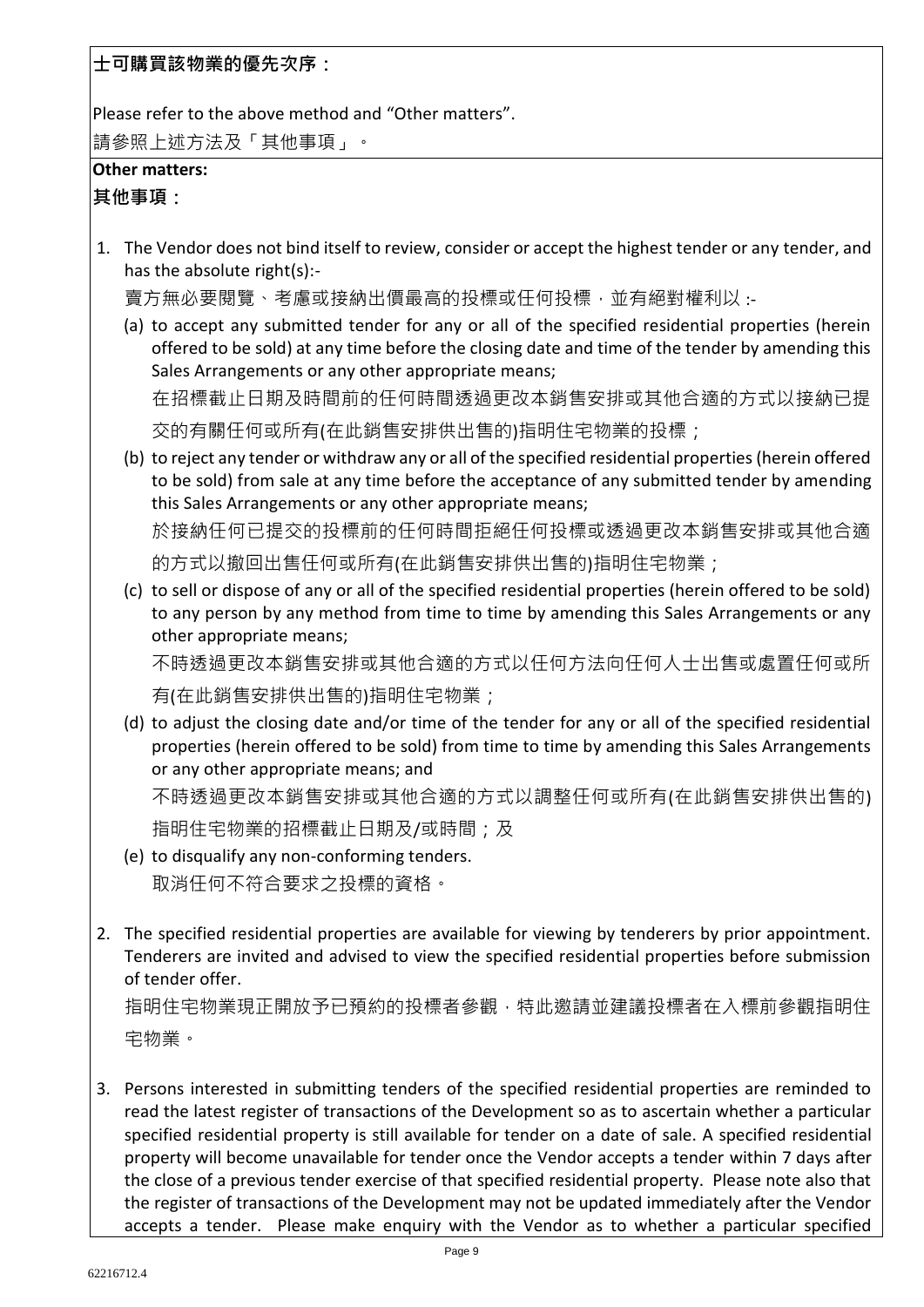**士可購買該物業的優先次序：**

Please refer to the above method and "Other matters".

請參照上述方法及「其他事項」。

**Other matters:**

**其他事項：**

1. The Vendor does not bind itself to review, consider or accept the highest tender or any tender, and has the absolute right(s):-

   賣方無必要閱覽、考慮或接納出價最高的投標或任何投標，並有絕對權利以 :-

   (a) to accept any submitted tender for any or all of the specified residential properties (herein offered to be sold) at any time before the closing date and time of the tender by amending this Sales Arrangements or any other appropriate means;

   在招標截止日期及時間前的任何時間透過更改本銷售安排或其他合適的方式以接納已提交的有關任何或所有(在此銷售安排供出售的)指明住宅物業的投標；

   (b) to reject any tender or withdraw any or all of the specified residential properties (herein offered to be sold) from sale at any time before the acceptance of any submitted tender by amending this Sales Arrangements or any other appropriate means;

   於接納任何已提交的投標前的任何時間拒絕任何投標或透過更改本銷售安排或其他合適的方式以撤回出售任何或所有(在此銷售安排供出售的)指明住宅物業；

   (c) to sell or dispose of any or all of the specified residential properties (herein offered to be sold) to any person by any method from time to time by amending this Sales Arrangements or any other appropriate means;

   不時透過更改本銷售安排或其他合適的方式以任何方法向任何人士出售或處置任何或所有(在此銷售安排供出售的)指明住宅物業；

   (d) to adjust the closing date and/or time of the tender for any or all of the specified residential properties (herein offered to be sold) from time to time by amending this Sales Arrangements or any other appropriate means; and

   不時透過更改本銷售安排或其他合適的方式以調整任何或所有(在此銷售安排供出售的)指明住宅物業的招標截止日期及/或時間；及

   (e) to disqualify any non-conforming tenders.

   取消任何不符合要求之投標的資格。

2. The specified residential properties are available for viewing by tenderers by prior appointment. Tenderers are invited and advised to view the specified residential properties before submission of tender offer.

   指明住宅物業現正開放予已預約的投標者參觀，特此邀請並建議投標者在入標前參觀指明住宅物業。

3. Persons interested in submitting tenders of the specified residential properties are reminded to read the latest register of transactions of the Development so as to ascertain whether a particular specified residential property is still available for tender on a date of sale. A specified residential property will become unavailable for tender once the Vendor accepts a tender within 7 days after the close of a previous tender exercise of that specified residential property. Please note also that the register of transactions of the Development may not be updated immediately after the Vendor accepts a tender. Please make enquiry with the Vendor as to whether a particular specified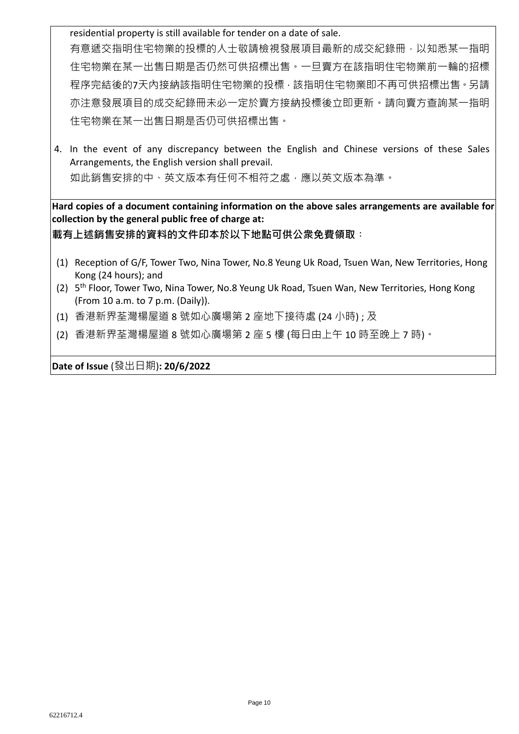residential property is still available for tender on a date of sale.

有意遞交指明住宅物業的投標的人士敬請檢視發展項目最新的成交紀錄冊，以知悉某一指明住宅物業在某一出售日期是否仍然可供招標出售。一旦賣方在該指明住宅物業前一輪的招標程序完結後的7天內接納該指明住宅物業的投標，該指明住宅物業即不再可供招標出售。另請亦注意發展項目的成交紀錄冊未必一定於賣方接納投標後立即更新。請向賣方查詢某一指明住宅物業在某一出售日期是否仍可供招標出售。

4. In the event of any discrepancy between the English and Chinese versions of these Sales Arrangements, the English version shall prevail.

   如此銷售安排的中、英文版本有任何不相符之處，應以英文版本為準。

**Hard copies of a document containing information on the above sales arrangements are available for collection by the general public free of charge at:**

**載有上述銷售安排的資料的文件印本於以下地點可供公衆免費領取**：

(1) Reception of G/F, Tower Two, Nina Tower, No.8 Yeung Uk Road, Tsuen Wan, New Territories, Hong Kong (24 hours); and
(2) 5th Floor, Tower Two, Nina Tower, No.8 Yeung Uk Road, Tsuen Wan, New Territories, Hong Kong (From 10 a.m. to 7 p.m. (Daily)).

(1) 香港新界荃灣楊屋道 8 號如心廣場第 2 座地下接待處 (24 小時) ; 及
(2) 香港新界荃灣楊屋道 8 號如心廣場第 2 座 5 樓 (每日由上午 10 時至晚上 7 時)。

**Date of Issue** (發出日期)**: 20/6/2022**

62216712.4